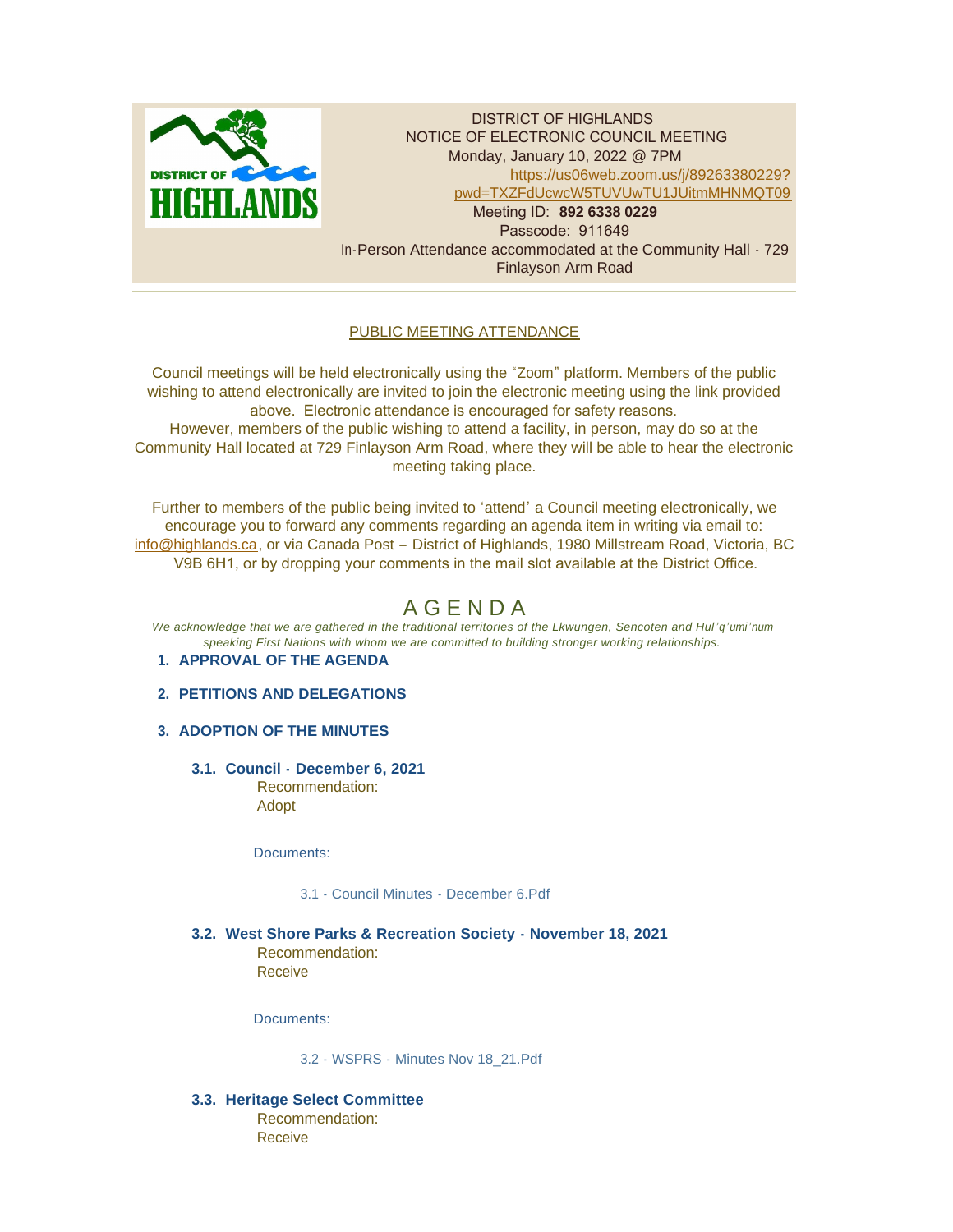DISTRICT OF HIGHLANDS
NOTICE OF ELECTRONIC COUNCIL MEETING
Monday, January 10, 2022 @ 7PM
[https://us06web.zoom.us/j/89263380229?pwd=TXZFdUcwcW5TUVUwTU1JUitmMHNMQT09](https://us06web.zoom.us/j/89263380229?pwd=TXZFdUcwcW5TUVUwTU1JUitmMHNMQT09)
Meeting ID: **892 6338 0229**
Passcode: 911649
In-Person Attendance accommodated at the Community Hall - 729 Finlayson Arm Road

PUBLIC MEETING ATTENDANCE

Council meetings will be held electronically using the "Zoom" platform. Members of the public wishing to attend electronically are invited to join the electronic meeting using the link provided above. Electronic attendance is encouraged for safety reasons.
However, members of the public wishing to attend a facility, in person, may do so at the Community Hall located at 729 Finlayson Arm Road, where they will be able to hear the electronic meeting taking place.

Further to members of the public being invited to 'attend' a Council meeting electronically, we encourage you to forward any comments regarding an agenda item in writing via email to: info@highlands.ca, or via Canada Post – District of Highlands, 1980 Millstream Road, Victoria, BC V9B 6H1, or by dropping your comments in the mail slot available at the District Office.

# A G E N D A

*We acknowledge that we are gathered in the traditional territories of the Lkwungen, Sencoten and Hul'q'umi'num speaking First Nations with whom we are committed to building stronger working relationships.*

## 1. APPROVAL OF THE AGENDA

## 2. PETITIONS AND DELEGATIONS

## 3. ADOPTION OF THE MINUTES

### 3.1. Council - December 6, 2021

Recommendation:
Adopt

Documents:

3.1 - Council Minutes - December 6.Pdf

### 3.2. West Shore Parks & Recreation Society - November 18, 2021

Recommendation:
Receive

Documents:

3.2 - WSPRS - Minutes Nov 18_21.Pdf

### 3.3. Heritage Select Committee

Recommendation:
Receive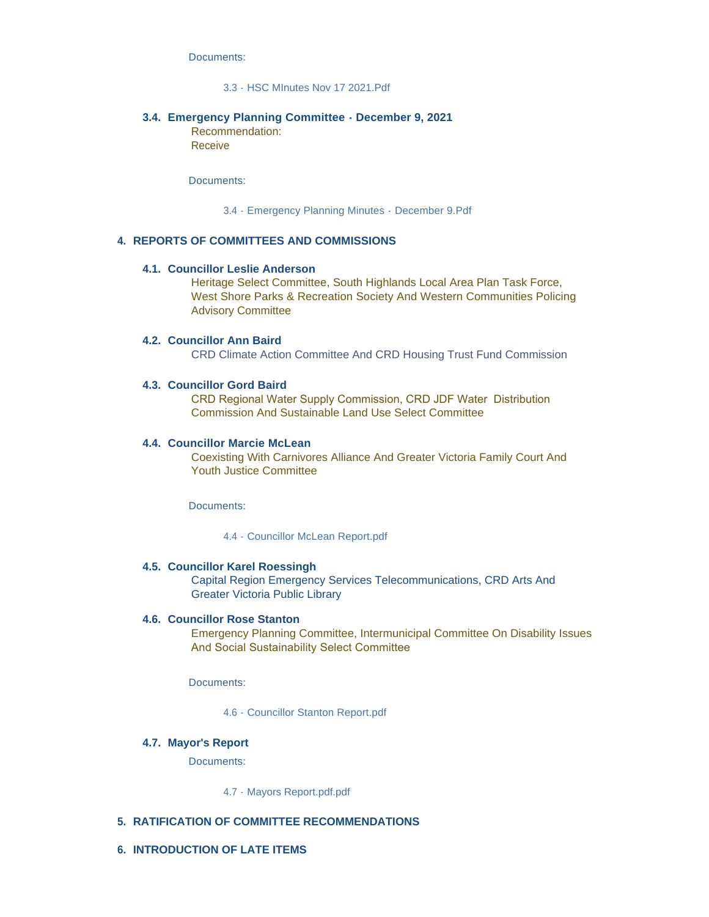Documents:

3.3 - HSC MInutes Nov 17 2021.Pdf

### 3.4. Emergency Planning Committee - December 9, 2021

Recommendation:
Receive

Documents:

3.4 - Emergency Planning Minutes - December 9.Pdf

## 4. REPORTS OF COMMITTEES AND COMMISSIONS

### 4.1. Councillor Leslie Anderson

Heritage Select Committee, South Highlands Local Area Plan Task Force, West Shore Parks & Recreation Society And Western Communities Policing Advisory Committee

### 4.2. Councillor Ann Baird

CRD Climate Action Committee And CRD Housing Trust Fund Commission

### 4.3. Councillor Gord Baird

CRD Regional Water Supply Commission, CRD JDF Water Distribution Commission And Sustainable Land Use Select Committee

### 4.4. Councillor Marcie McLean

Coexisting With Carnivores Alliance And Greater Victoria Family Court And Youth Justice Committee

Documents:

4.4 - Councillor McLean Report.pdf

### 4.5. Councillor Karel Roessingh

Capital Region Emergency Services Telecommunications, CRD Arts And Greater Victoria Public Library

### 4.6. Councillor Rose Stanton

Emergency Planning Committee, Intermunicipal Committee On Disability Issues And Social Sustainability Select Committee

Documents:

4.6 - Councillor Stanton Report.pdf

### 4.7. Mayor's Report

Documents:

4.7 - Mayors Report.pdf.pdf

## 5. RATIFICATION OF COMMITTEE RECOMMENDATIONS

## 6. INTRODUCTION OF LATE ITEMS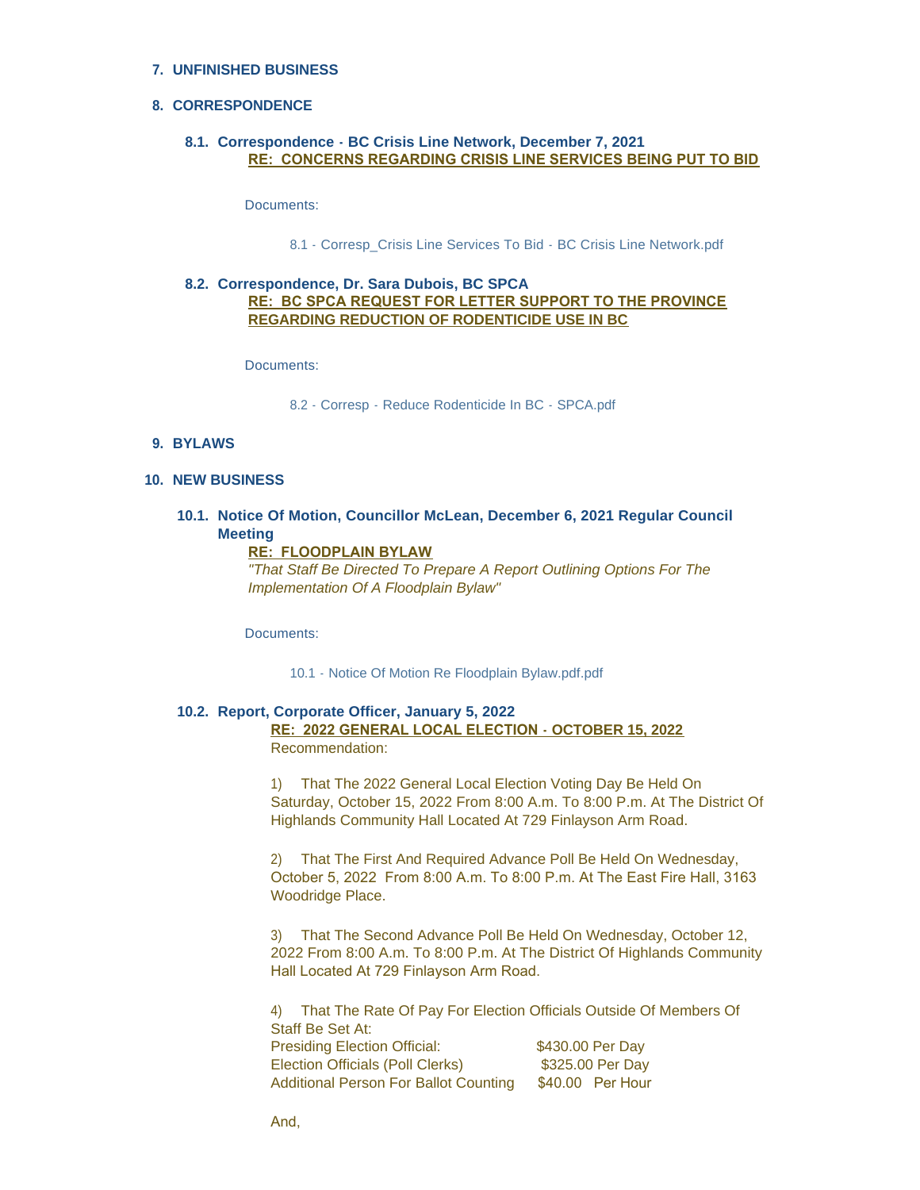## 7. UNFINISHED BUSINESS

## 8. CORRESPONDENCE

### 8.1. Correspondence - BC Crisis Line Network, December 7, 2021

**RE: CONCERNS REGARDING CRISIS LINE SERVICES BEING PUT TO BID**

Documents:

8.1 - Corresp_Crisis Line Services To Bid - BC Crisis Line Network.pdf

### 8.2. Correspondence, Dr. Sara Dubois, BC SPCA

**RE: BC SPCA REQUEST FOR LETTER SUPPORT TO THE PROVINCE REGARDING REDUCTION OF RODENTICIDE USE IN BC**

Documents:

8.2 - Corresp - Reduce Rodenticide In BC - SPCA.pdf

## 9. BYLAWS

## 10. NEW BUSINESS

### 10.1. Notice Of Motion, Councillor McLean, December 6, 2021 Regular Council Meeting

**RE: FLOODPLAIN BYLAW**

*"That Staff Be Directed To Prepare A Report Outlining Options For The Implementation Of A Floodplain Bylaw"*

Documents:

10.1 - Notice Of Motion Re Floodplain Bylaw.pdf.pdf

### 10.2. Report, Corporate Officer, January 5, 2022

**RE: 2022 GENERAL LOCAL ELECTION - OCTOBER 15, 2022**

Recommendation:

1) That The 2022 General Local Election Voting Day Be Held On Saturday, October 15, 2022 From 8:00 A.m. To 8:00 P.m. At The District Of Highlands Community Hall Located At 729 Finlayson Arm Road.

2) That The First And Required Advance Poll Be Held On Wednesday, October 5, 2022 From 8:00 A.m. To 8:00 P.m. At The East Fire Hall, 3163 Woodridge Place.

3) That The Second Advance Poll Be Held On Wednesday, October 12, 2022 From 8:00 A.m. To 8:00 P.m. At The District Of Highlands Community Hall Located At 729 Finlayson Arm Road.

4) That The Rate Of Pay For Election Officials Outside Of Members Of Staff Be Set At:

| | |
|---|---|
| Presiding Election Official: | $430.00 Per Day |
| Election Officials (Poll Clerks) | $325.00 Per Day |
| Additional Person For Ballot Counting | $40.00 Per Hour |

And,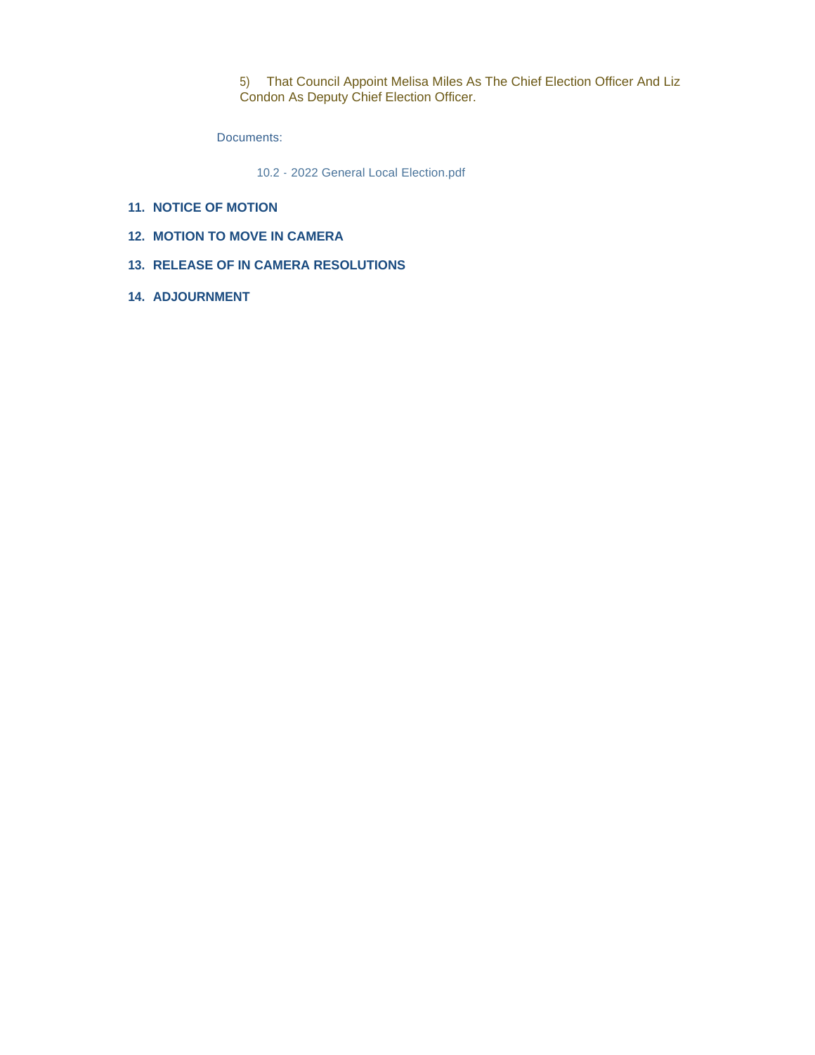5) That Council Appoint Melisa Miles As The Chief Election Officer And Liz Condon As Deputy Chief Election Officer.

Documents:

10.2 - 2022 General Local Election.pdf

## 11. NOTICE OF MOTION

## 12. MOTION TO MOVE IN CAMERA

## 13. RELEASE OF IN CAMERA RESOLUTIONS

## 14. ADJOURNMENT